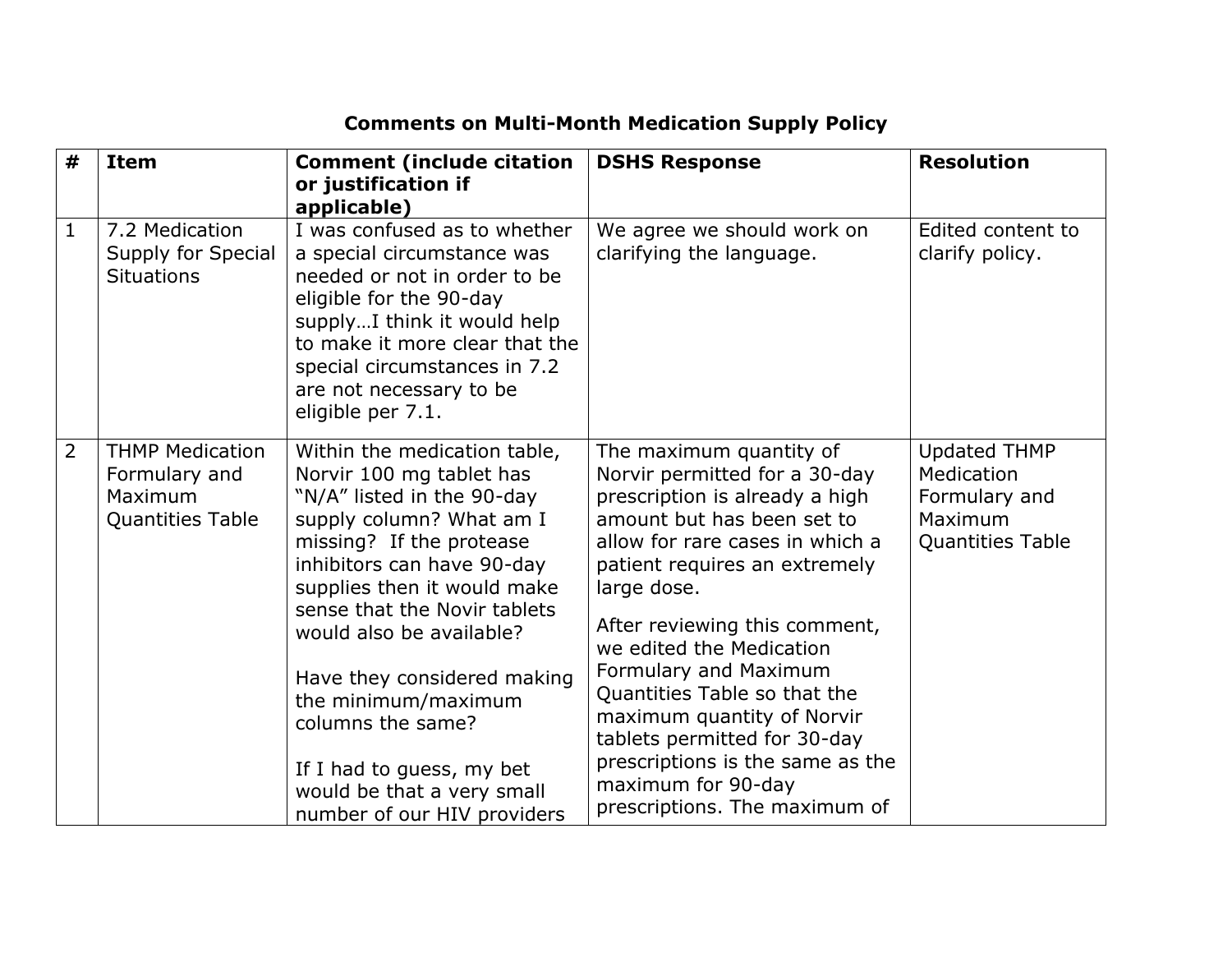# Comments on Multi-Month Medication Supply Policy

| # | Item | Comment (include citation or justification if applicable) | DSHS Response | Resolution |
|---|---|---|---|---|
| 1 | 7.2 Medication Supply for Special Situations | I was confused as to whether a special circumstance was needed or not in order to be eligible for the 90-day supply…I think it would help to make it more clear that the special circumstances in 7.2 are not necessary to be eligible per 7.1. | We agree we should work on clarifying the language. | Edited content to clarify policy. |
| 2 | THMP Medication Formulary and Maximum Quantities Table | Within the medication table, Norvir 100 mg tablet has "N/A" listed in the 90-day supply column? What am I missing? If the protease inhibitors can have 90-day supplies then it would make sense that the Novir tablets would also be available?<br><br>Have they considered making the minimum/maximum columns the same?<br><br>If I had to guess, my bet would be that a very small number of our HIV providers | The maximum quantity of Norvir permitted for a 30-day prescription is already a high amount but has been set to allow for rare cases in which a patient requires an extremely large dose.<br><br>After reviewing this comment, we edited the Medication Formulary and Maximum Quantities Table so that the maximum quantity of Norvir tablets permitted for 30-day prescriptions is the same as the maximum for 90-day prescriptions. The maximum of | Updated THMP Medication Formulary and Maximum Quantities Table |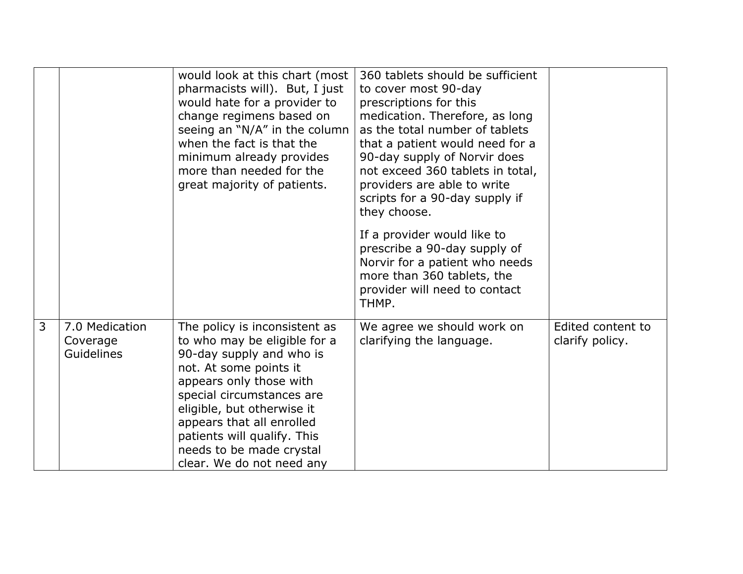| | | | | |
|---|---|---|---|---|
| | | would look at this chart (most pharmacists will). But, I just would hate for a provider to change regimens based on seeing an "N/A" in the column when the fact is that the minimum already provides more than needed for the great majority of patients. | 360 tablets should be sufficient to cover most 90-day prescriptions for this medication. Therefore, as long as the total number of tablets that a patient would need for a 90-day supply of Norvir does not exceed 360 tablets in total, providers are able to write scripts for a 90-day supply if they choose.<br><br>If a provider would like to prescribe a 90-day supply of Norvir for a patient who needs more than 360 tablets, the provider will need to contact THMP. | |
| 3 | 7.0 Medication Coverage Guidelines | The policy is inconsistent as to who may be eligible for a 90-day supply and who is not. At some points it appears only those with special circumstances are eligible, but otherwise it appears that all enrolled patients will qualify. This needs to be made crystal clear. We do not need any | We agree we should work on clarifying the language. | Edited content to clarify policy. |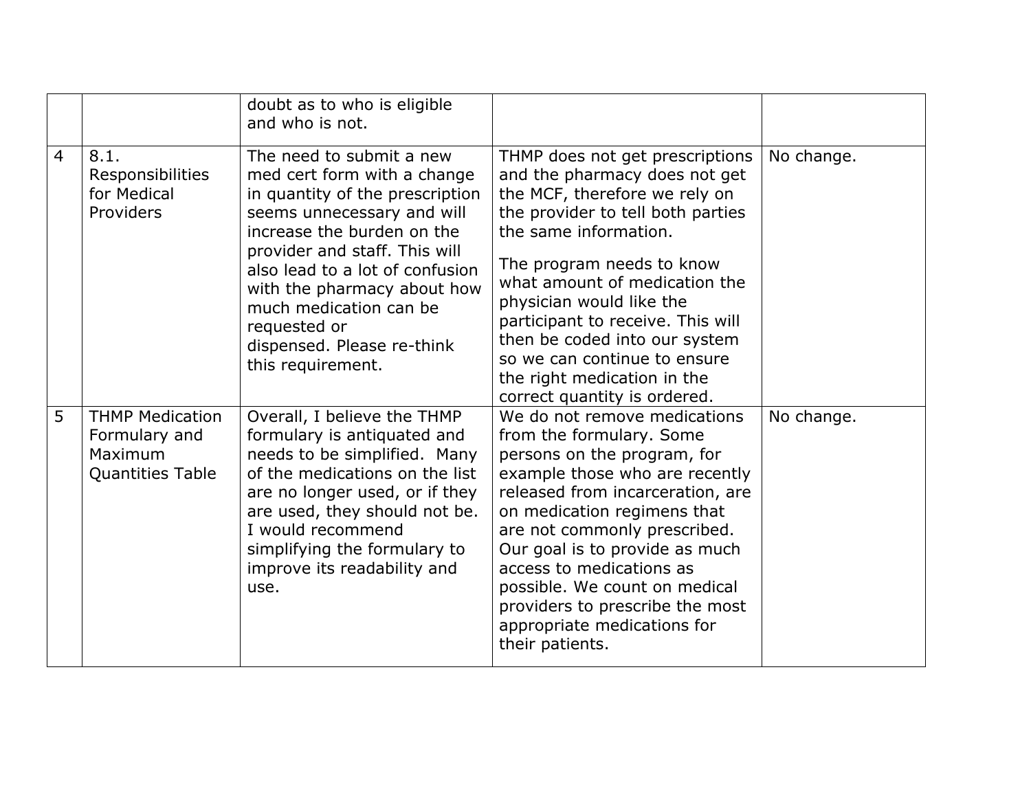| | | | | |
|---|---|---|---|---|
| | | doubt as to who is eligible and who is not. | | |
| 4 | 8.1. Responsibilities for Medical Providers | The need to submit a new med cert form with a change in quantity of the prescription seems unnecessary and will increase the burden on the provider and staff. This will also lead to a lot of confusion with the pharmacy about how much medication can be requested or dispensed. Please re-think this requirement. | THMP does not get prescriptions and the pharmacy does not get the MCF, therefore we rely on the provider to tell both parties the same information.<br><br>The program needs to know what amount of medication the physician would like the participant to receive. This will then be coded into our system so we can continue to ensure the right medication in the correct quantity is ordered. | No change. |
| 5 | THMP Medication Formulary and Maximum Quantities Table | Overall, I believe the THMP formulary is antiquated and needs to be simplified. Many of the medications on the list are no longer used, or if they are used, they should not be. I would recommend simplifying the formulary to improve its readability and use. | We do not remove medications from the formulary. Some persons on the program, for example those who are recently released from incarceration, are on medication regimens that are not commonly prescribed. Our goal is to provide as much access to medications as possible. We count on medical providers to prescribe the most appropriate medications for their patients. | No change. |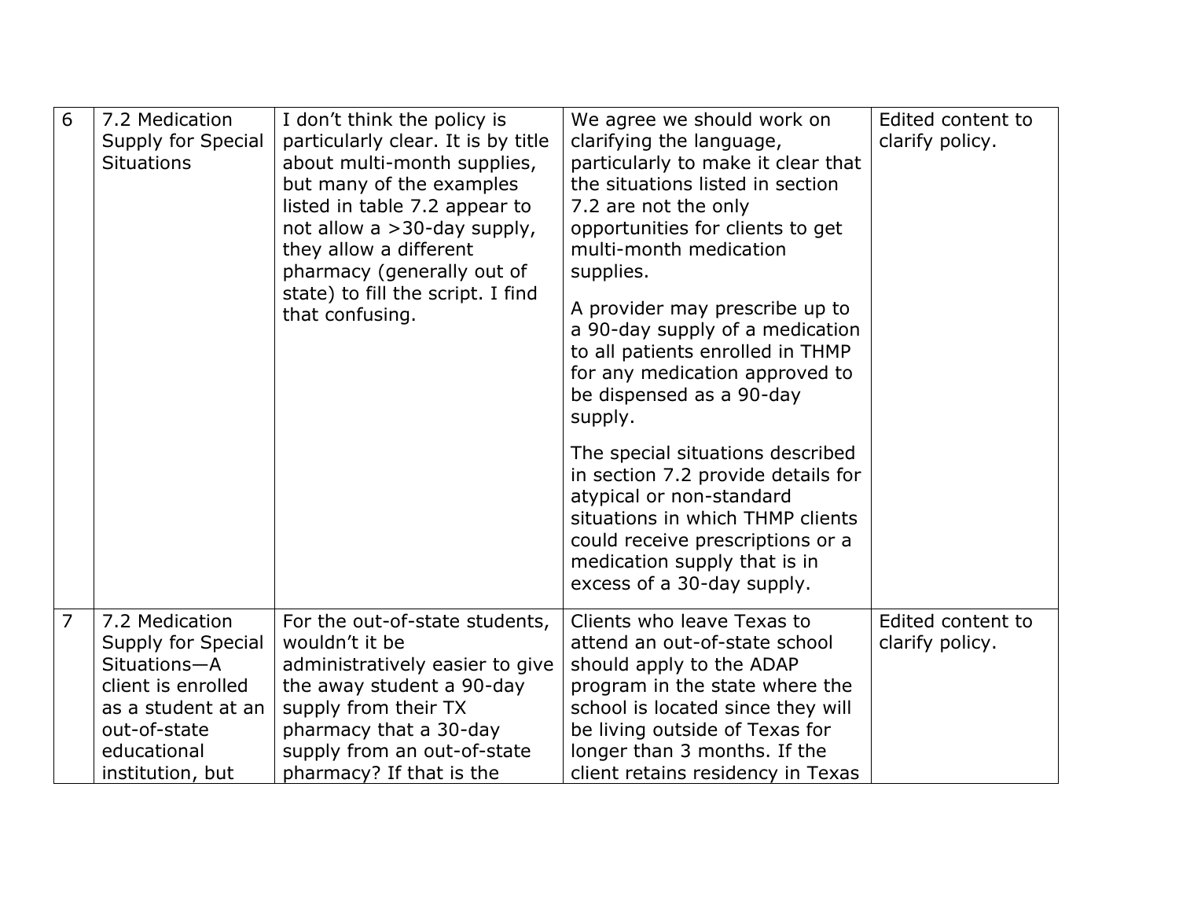| 6 | 7.2 Medication Supply for Special Situations | I don't think the policy is particularly clear. It is by title about multi-month supplies, but many of the examples listed in table 7.2 appear to not allow a >30-day supply, they allow a different pharmacy (generally out of state) to fill the script. I find that confusing. | We agree we should work on clarifying the language, particularly to make it clear that the situations listed in section 7.2 are not the only opportunities for clients to get multi-month medication supplies.<br><br>A provider may prescribe up to a 90-day supply of a medication to all patients enrolled in THMP for any medication approved to be dispensed as a 90-day supply.<br><br>The special situations described in section 7.2 provide details for atypical or non-standard situations in which THMP clients could receive prescriptions or a medication supply that is in excess of a 30-day supply. | Edited content to clarify policy. |
|---|---|---|---|---|
| 7 | 7.2 Medication Supply for Special Situations—A client is enrolled as a student at an out-of-state educational institution, but | For the out-of-state students, wouldn't it be administratively easier to give the away student a 90-day supply from their TX pharmacy that a 30-day supply from an out-of-state pharmacy? If that is the | Clients who leave Texas to attend an out-of-state school should apply to the ADAP program in the state where the school is located since they will be living outside of Texas for longer than 3 months. If the client retains residency in Texas | Edited content to clarify policy. |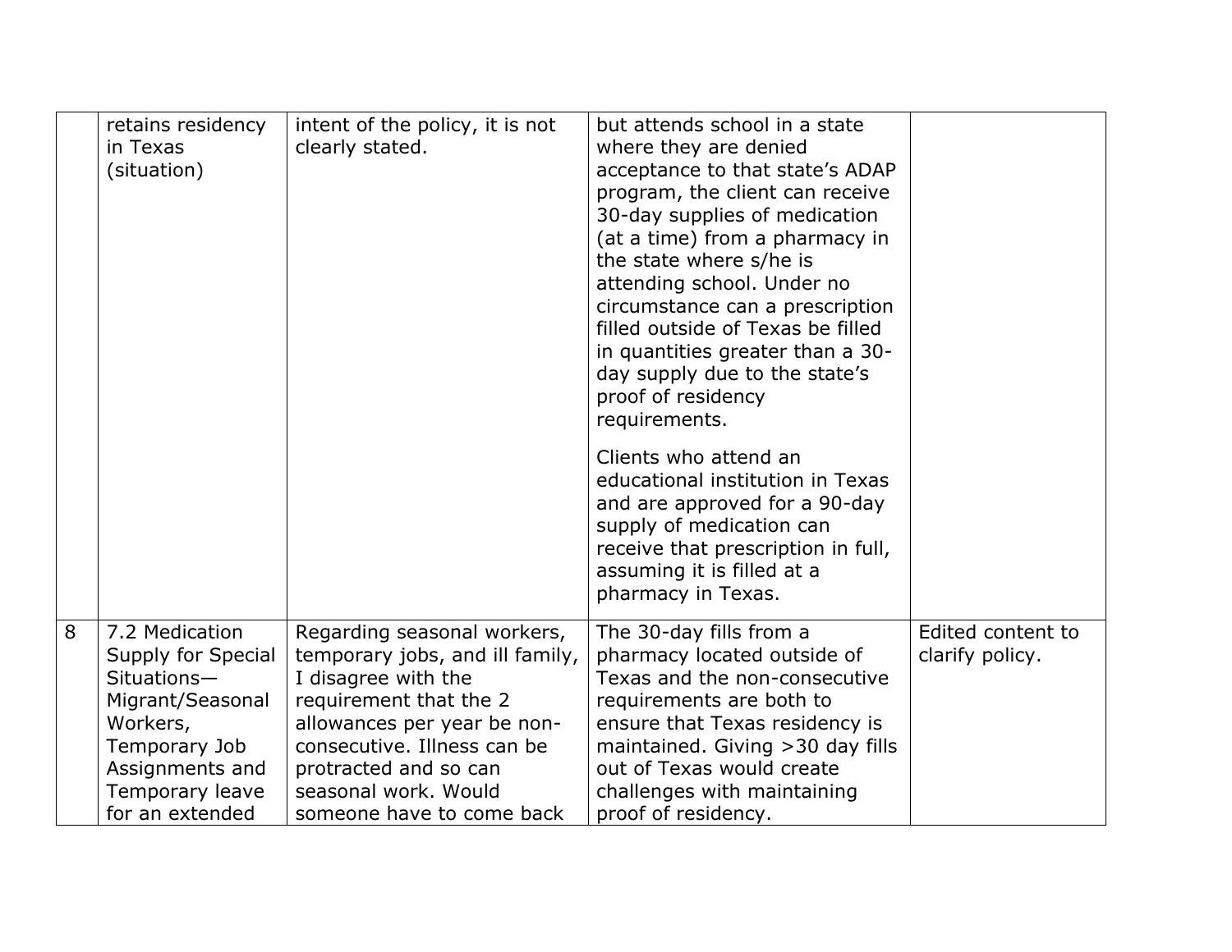| | | | | |
|---|---|---|---|---|
| | retains residency in Texas (situation) | intent of the policy, it is not clearly stated. | but attends school in a state where they are denied acceptance to that state's ADAP program, the client can receive 30-day supplies of medication (at a time) from a pharmacy in the state where s/he is attending school. Under no circumstance can a prescription filled outside of Texas be filled in quantities greater than a 30-day supply due to the state's proof of residency requirements.<br><br>Clients who attend an educational institution in Texas and are approved for a 90-day supply of medication can receive that prescription in full, assuming it is filled at a pharmacy in Texas. | |
| 8 | 7.2 Medication Supply for Special Situations—Migrant/Seasonal Workers, Temporary Job Assignments and Temporary leave for an extended | Regarding seasonal workers, temporary jobs, and ill family, I disagree with the requirement that the 2 allowances per year be non-consecutive. Illness can be protracted and so can seasonal work. Would someone have to come back | The 30-day fills from a pharmacy located outside of Texas and the non-consecutive requirements are both to ensure that Texas residency is maintained. Giving >30 day fills out of Texas would create challenges with maintaining proof of residency. | Edited content to clarify policy. |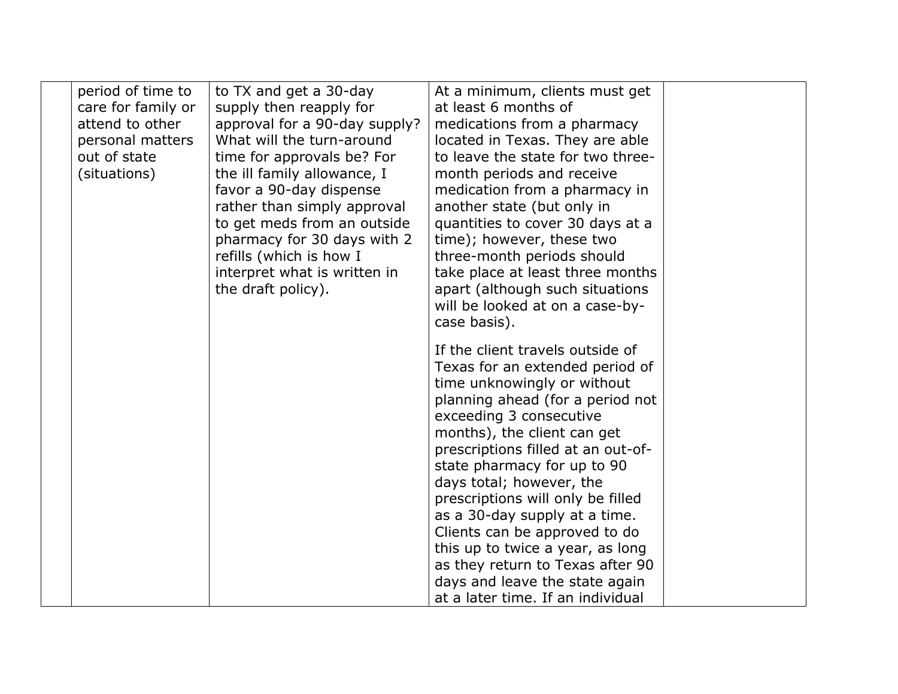|  |  |  |  |  |
|---|---|---|---|---|
|  | period of time to care for family or attend to other personal matters out of state (situations) | to TX and get a 30-day supply then reapply for approval for a 90-day supply? What will the turn-around time for approvals be? For the ill family allowance, I favor a 90-day dispense rather than simply approval to get meds from an outside pharmacy for 30 days with 2 refills (which is how I interpret what is written in the draft policy). | At a minimum, clients must get at least 6 months of medications from a pharmacy located in Texas. They are able to leave the state for two three-month periods and receive medication from a pharmacy in another state (but only in quantities to cover 30 days at a time); however, these two three-month periods should take place at least three months apart (although such situations will be looked at on a case-by-case basis).<br><br>If the client travels outside of Texas for an extended period of time unknowingly or without planning ahead (for a period not exceeding 3 consecutive months), the client can get prescriptions filled at an out-of-state pharmacy for up to 90 days total; however, the prescriptions will only be filled as a 30-day supply at a time. Clients can be approved to do this up to twice a year, as long as they return to Texas after 90 days and leave the state again at a later time. If an individual |  |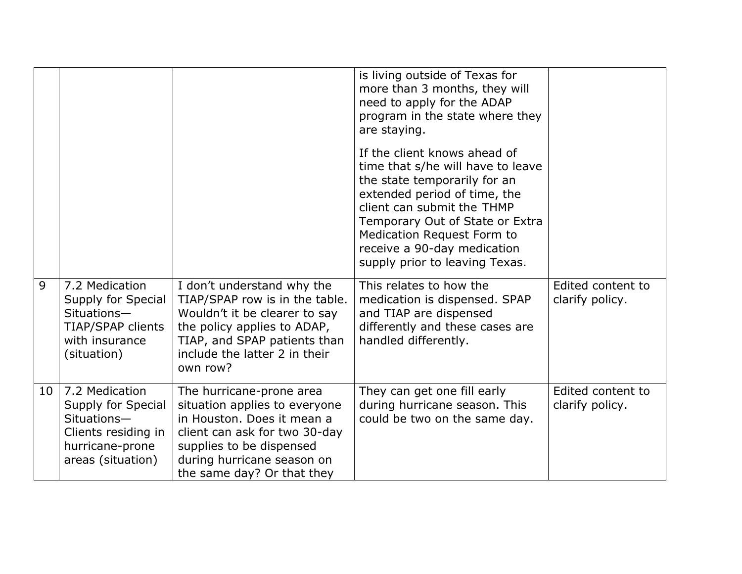| | | | is living outside of Texas for more than 3 months, they will need to apply for the ADAP program in the state where they are staying.<br><br>If the client knows ahead of time that s/he will have to leave the state temporarily for an extended period of time, the client can submit the THMP Temporary Out of State or Extra Medication Request Form to receive a 90-day medication supply prior to leaving Texas. | |
|---|---|---|---|---|
| 9 | 7.2 Medication Supply for Special Situations—TIAP/SPAP clients with insurance (situation) | I don't understand why the TIAP/SPAP row is in the table. Wouldn't it be clearer to say the policy applies to ADAP, TIAP, and SPAP patients than include the latter 2 in their own row? | This relates to how the medication is dispensed. SPAP and TIAP are dispensed differently and these cases are handled differently. | Edited content to clarify policy. |
| 10 | 7.2 Medication Supply for Special Situations—Clients residing in hurricane-prone areas (situation) | The hurricane-prone area situation applies to everyone in Houston. Does it mean a client can ask for two 30-day supplies to be dispensed during hurricane season on the same day? Or that they | They can get one fill early during hurricane season. This could be two on the same day. | Edited content to clarify policy. |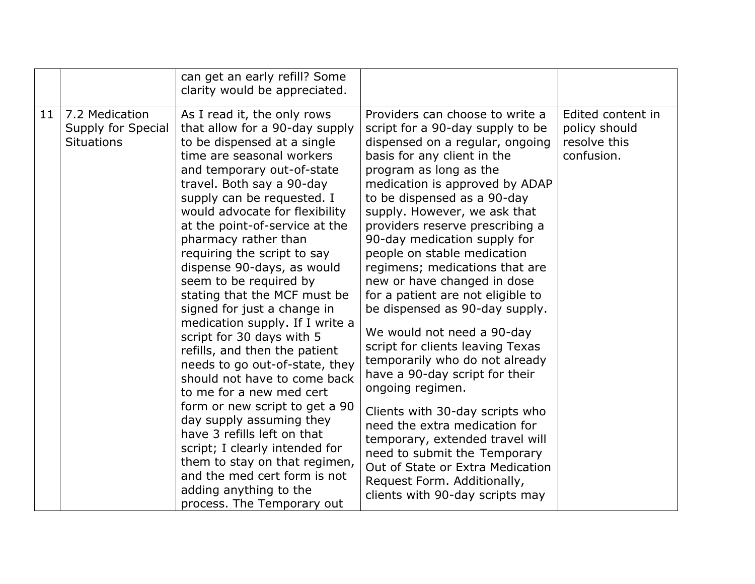| | | | | |
|---|---|---|---|---|
| | | can get an early refill? Some clarity would be appreciated. | | |
| 11 | 7.2 Medication Supply for Special Situations | As I read it, the only rows that allow for a 90-day supply to be dispensed at a single time are seasonal workers and temporary out-of-state travel. Both say a 90-day supply can be requested. I would advocate for flexibility at the point-of-service at the pharmacy rather than requiring the script to say dispense 90-days, as would seem to be required by stating that the MCF must be signed for just a change in medication supply. If I write a script for 30 days with 5 refills, and then the patient needs to go out-of-state, they should not have to come back to me for a new med cert form or new script to get a 90 day supply assuming they have 3 refills left on that script; I clearly intended for them to stay on that regimen, and the med cert form is not adding anything to the process. The Temporary out | Providers can choose to write a script for a 90-day supply to be dispensed on a regular, ongoing basis for any client in the program as long as the medication is approved by ADAP to be dispensed as a 90-day supply. However, we ask that providers reserve prescribing a 90-day medication supply for people on stable medication regimens; medications that are new or have changed in dose for a patient are not eligible to be dispensed as 90-day supply.<br><br>We would not need a 90-day script for clients leaving Texas temporarily who do not already have a 90-day script for their ongoing regimen.<br><br>Clients with 30-day scripts who need the extra medication for temporary, extended travel will need to submit the Temporary Out of State or Extra Medication Request Form. Additionally, clients with 90-day scripts may | Edited content in policy should resolve this confusion. |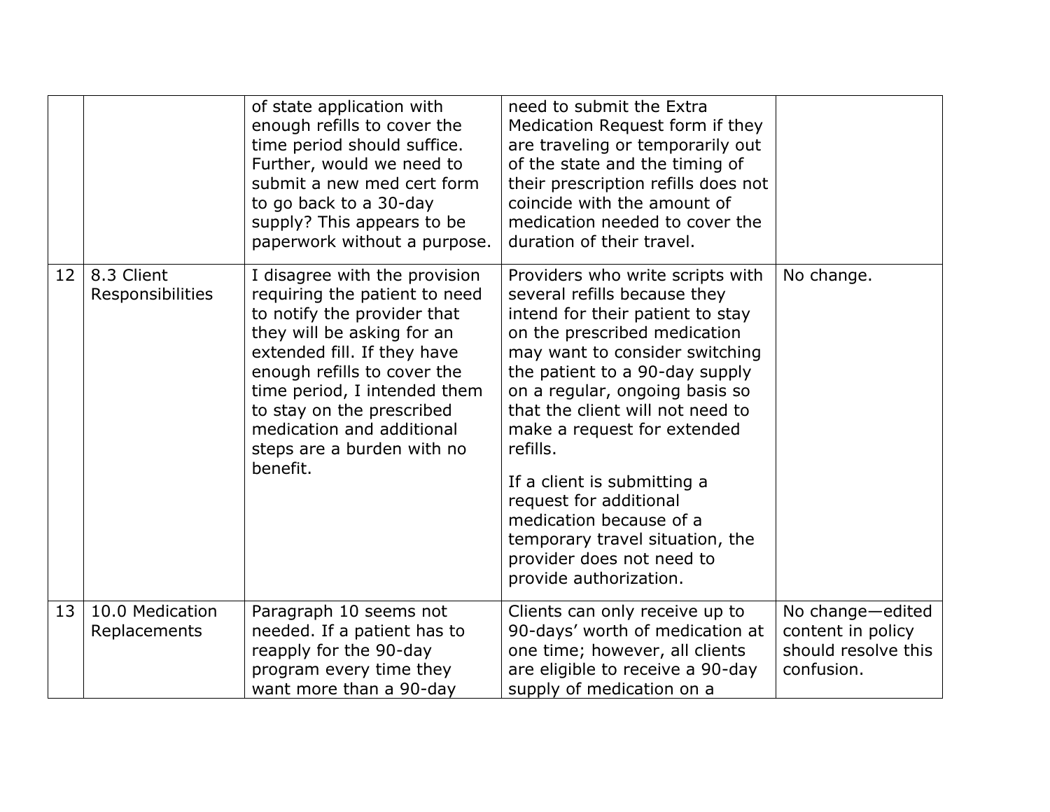| | | | | |
|---|---|---|---|---|
| | | of state application with enough refills to cover the time period should suffice. Further, would we need to submit a new med cert form to go back to a 30-day supply? This appears to be paperwork without a purpose. | need to submit the Extra Medication Request form if they are traveling or temporarily out of the state and the timing of their prescription refills does not coincide with the amount of medication needed to cover the duration of their travel. | |
| 12 | 8.3 Client Responsibilities | I disagree with the provision requiring the patient to need to notify the provider that they will be asking for an extended fill. If they have enough refills to cover the time period, I intended them to stay on the prescribed medication and additional steps are a burden with no benefit. | Providers who write scripts with several refills because they intend for their patient to stay on the prescribed medication may want to consider switching the patient to a 90-day supply on a regular, ongoing basis so that the client will not need to make a request for extended refills.<br><br>If a client is submitting a request for additional medication because of a temporary travel situation, the provider does not need to provide authorization. | No change. |
| 13 | 10.0 Medication Replacements | Paragraph 10 seems not needed. If a patient has to reapply for the 90-day program every time they want more than a 90-day | Clients can only receive up to 90-days' worth of medication at one time; however, all clients are eligible to receive a 90-day supply of medication on a | No change—edited content in policy should resolve this confusion. |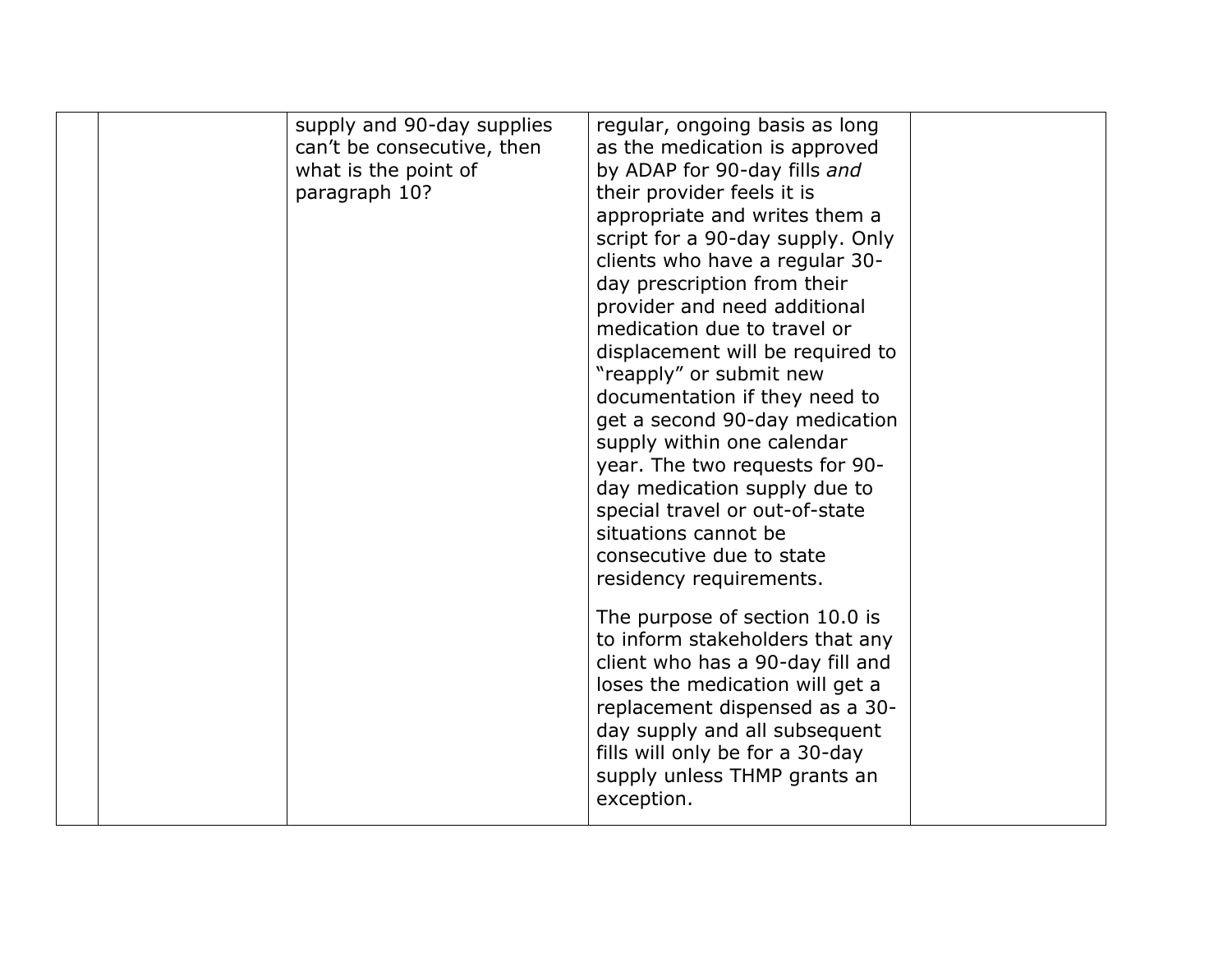| | | | | |
|---|---|---|---|---|
| | | supply and 90-day supplies can't be consecutive, then what is the point of paragraph 10? | regular, ongoing basis as long as the medication is approved by ADAP for 90-day fills *and* their provider feels it is appropriate and writes them a script for a 90-day supply. Only clients who have a regular 30-day prescription from their provider and need additional medication due to travel or displacement will be required to "reapply" or submit new documentation if they need to get a second 90-day medication supply within one calendar year. The two requests for 90-day medication supply due to special travel or out-of-state situations cannot be consecutive due to state residency requirements.<br><br>The purpose of section 10.0 is to inform stakeholders that any client who has a 90-day fill and loses the medication will get a replacement dispensed as a 30-day supply and all subsequent fills will only be for a 30-day supply unless THMP grants an exception. | |